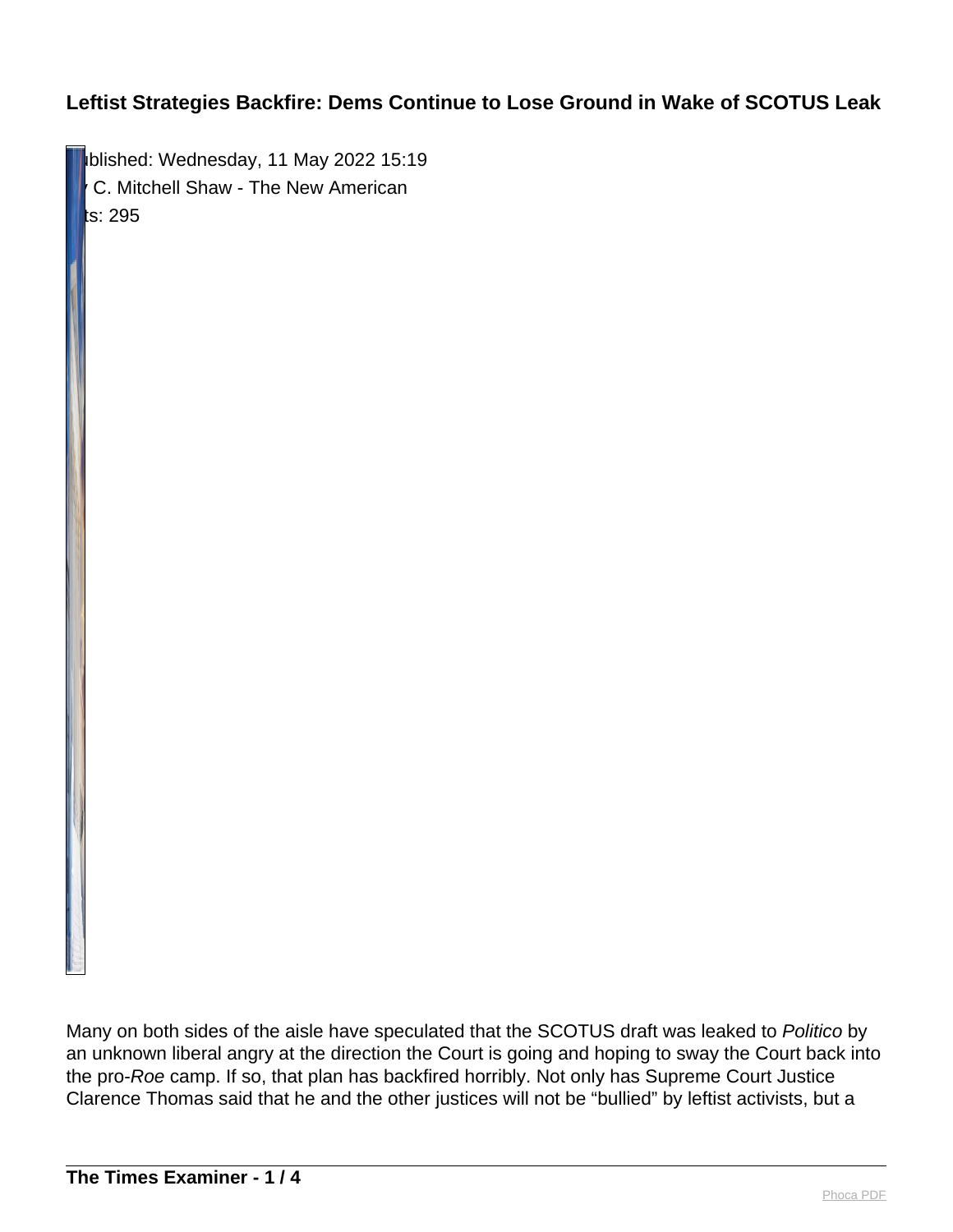# Leftist Strategies Backfire: Dems Continue to Lose Ground in Wake of SCOTUS Leak

ublished: Wednesday, 11 May 2022 15:19
 C. Mitchell Shaw - The New American
ts: 295

Many on both sides of the aisle have speculated that the SCOTUS draft was leaked to *Politico* by an unknown liberal angry at the direction the Court is going and hoping to sway the Court back into the pro-*Roe* camp. If so, that plan has backfired horribly. Not only has Supreme Court Justice Clarence Thomas said that he and the other justices will not be "bullied" by leftist activists, but a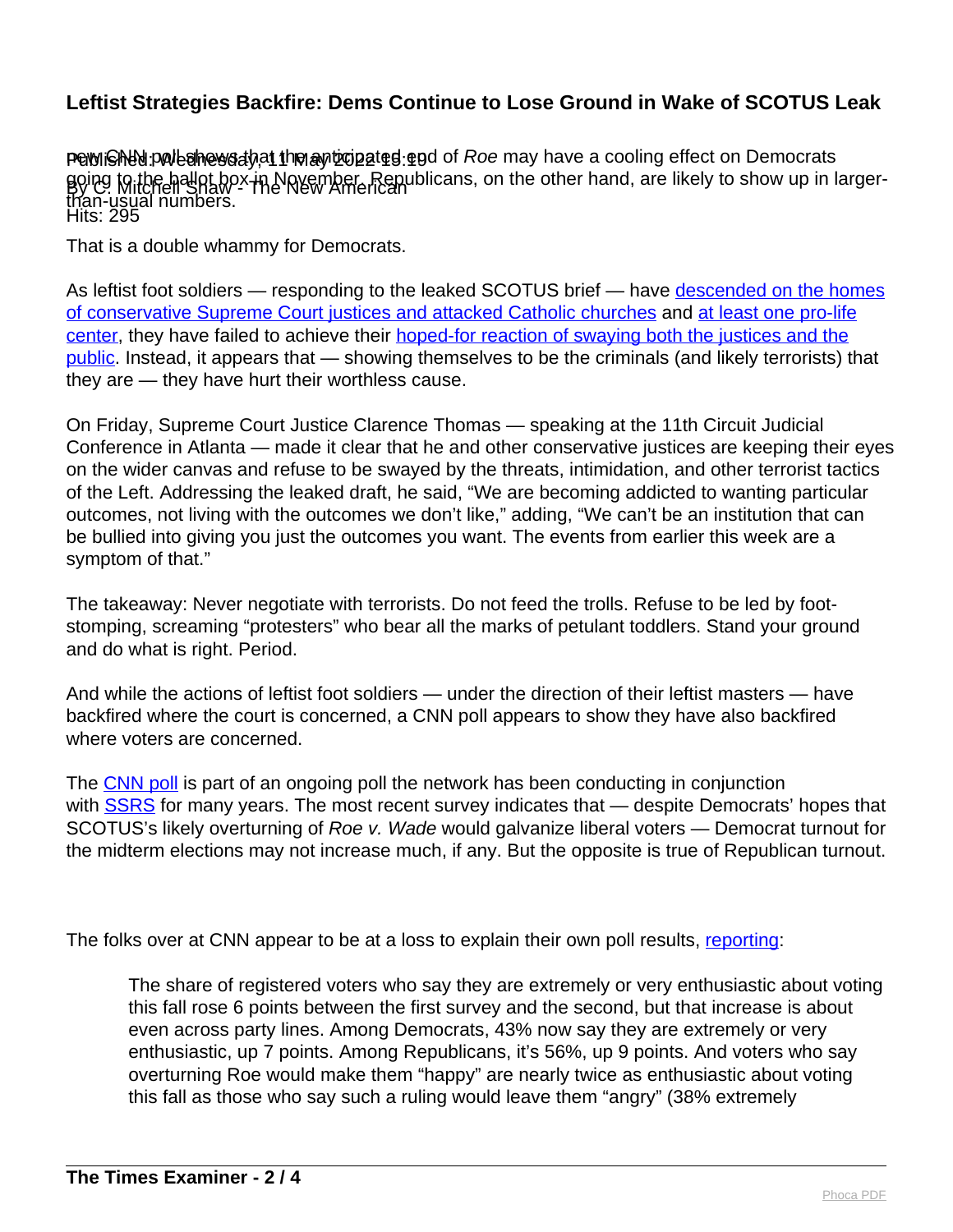## Leftist Strategies Backfire: Dems Continue to Lose Ground in Wake of SCOTUS Leak

Published: Wednesday, 11 May 2022 15:19
By C. Mitchell Shaw - The New American
Hits: 295

new CNN poll shows that the anticipated end of *Roe* may have a cooling effect on Democrats going to the ballot box in November. Republicans, on the other hand, are likely to show up in larger-than-usual numbers.

That is a double whammy for Democrats.

As leftist foot soldiers — responding to the leaked SCOTUS brief — have descended on the homes of conservative Supreme Court justices and attacked Catholic churches and at least one pro-life center, they have failed to achieve their hoped-for reaction of swaying both the justices and the public. Instead, it appears that — showing themselves to be the criminals (and likely terrorists) that they are — they have hurt their worthless cause.

On Friday, Supreme Court Justice Clarence Thomas — speaking at the 11th Circuit Judicial Conference in Atlanta — made it clear that he and other conservative justices are keeping their eyes on the wider canvas and refuse to be swayed by the threats, intimidation, and other terrorist tactics of the Left. Addressing the leaked draft, he said, "We are becoming addicted to wanting particular outcomes, not living with the outcomes we don't like," adding, "We can't be an institution that can be bullied into giving you just the outcomes you want. The events from earlier this week are a symptom of that."

The takeaway: Never negotiate with terrorists. Do not feed the trolls. Refuse to be led by foot-stomping, screaming "protesters" who bear all the marks of petulant toddlers. Stand your ground and do what is right. Period.

And while the actions of leftist foot soldiers — under the direction of their leftist masters — have backfired where the court is concerned, a CNN poll appears to show they have also backfired where voters are concerned.

The CNN poll is part of an ongoing poll the network has been conducting in conjunction with SSRS for many years. The most recent survey indicates that — despite Democrats' hopes that SCOTUS's likely overturning of *Roe v. Wade* would galvanize liberal voters — Democrat turnout for the midterm elections may not increase much, if any. But the opposite is true of Republican turnout.

The folks over at CNN appear to be at a loss to explain their own poll results, reporting:

> The share of registered voters who say they are extremely or very enthusiastic about voting this fall rose 6 points between the first survey and the second, but that increase is about even across party lines. Among Democrats, 43% now say they are extremely or very enthusiastic, up 7 points. Among Republicans, it's 56%, up 9 points. And voters who say overturning Roe would make them "happy" are nearly twice as enthusiastic about voting this fall as those who say such a ruling would leave them "angry" (38% extremely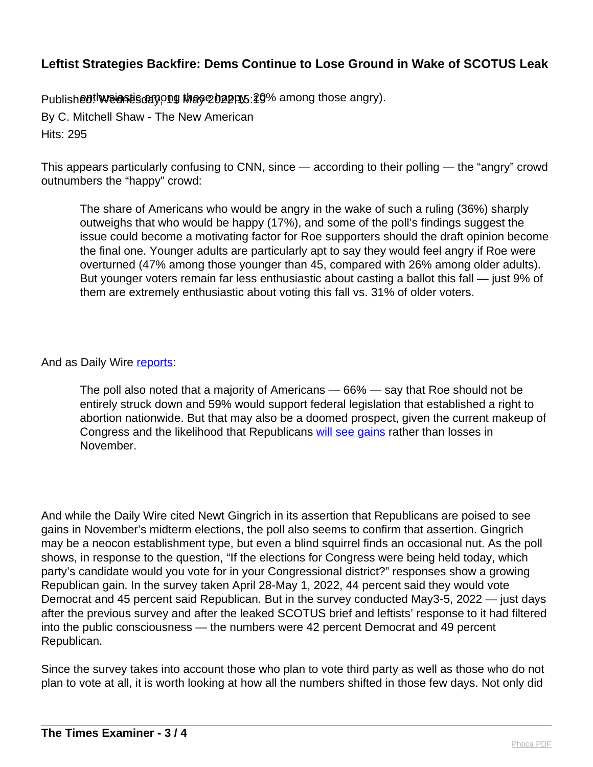enthusiastic among those happy; 20% among those angry).

This appears particularly confusing to CNN, since — according to their polling — the "angry" crowd outnumbers the "happy" crowd:

> The share of Americans who would be angry in the wake of such a ruling (36%) sharply outweighs that who would be happy (17%), and some of the poll's findings suggest the issue could become a motivating factor for Roe supporters should the draft opinion become the final one. Younger adults are particularly apt to say they would feel angry if Roe were overturned (47% among those younger than 45, compared with 26% among older adults). But younger voters remain far less enthusiastic about casting a ballot this fall — just 9% of them are extremely enthusiastic about voting this fall vs. 31% of older voters.

And as Daily Wire reports:

> The poll also noted that a majority of Americans — 66% — say that Roe should not be entirely struck down and 59% would support federal legislation that established a right to abortion nationwide. But that may also be a doomed prospect, given the current makeup of Congress and the likelihood that Republicans will see gains rather than losses in November.

And while the Daily Wire cited Newt Gingrich in its assertion that Republicans are poised to see gains in November's midterm elections, the poll also seems to confirm that assertion. Gingrich may be a neocon establishment type, but even a blind squirrel finds an occasional nut. As the poll shows, in response to the question, "If the elections for Congress were being held today, which party's candidate would you vote for in your Congressional district?" responses show a growing Republican gain. In the survey taken April 28-May 1, 2022, 44 percent said they would vote Democrat and 45 percent said Republican. But in the survey conducted May3-5, 2022 — just days after the previous survey and after the leaked SCOTUS brief and leftists' response to it had filtered into the public consciousness — the numbers were 42 percent Democrat and 49 percent Republican.

Since the survey takes into account those who plan to vote third party as well as those who do not plan to vote at all, it is worth looking at how all the numbers shifted in those few days. Not only did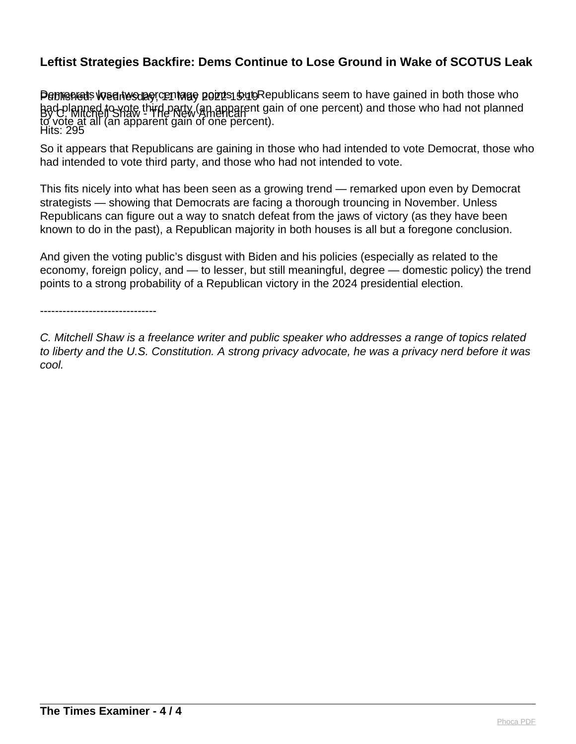Democrats lose two percentage points, but Republicans seem to have gained in both those who had planned to vote third party (an apparent gain of one percent) and those who had not planned to vote at all (an apparent gain of one percent).

So it appears that Republicans are gaining in those who had intended to vote Democrat, those who had intended to vote third party, and those who had not intended to vote.

This fits nicely into what has been seen as a growing trend — remarked upon even by Democrat strategists — showing that Democrats are facing a thorough trouncing in November. Unless Republicans can figure out a way to snatch defeat from the jaws of victory (as they have been known to do in the past), a Republican majority in both houses is all but a foregone conclusion.

And given the voting public's disgust with Biden and his policies (especially as related to the economy, foreign policy, and — to lesser, but still meaningful, degree — domestic policy) the trend points to a strong probability of a Republican victory in the 2024 presidential election.

-------------------------------

*C. Mitchell Shaw is a freelance writer and public speaker who addresses a range of topics related to liberty and the U.S. Constitution. A strong privacy advocate, he was a privacy nerd before it was cool.*